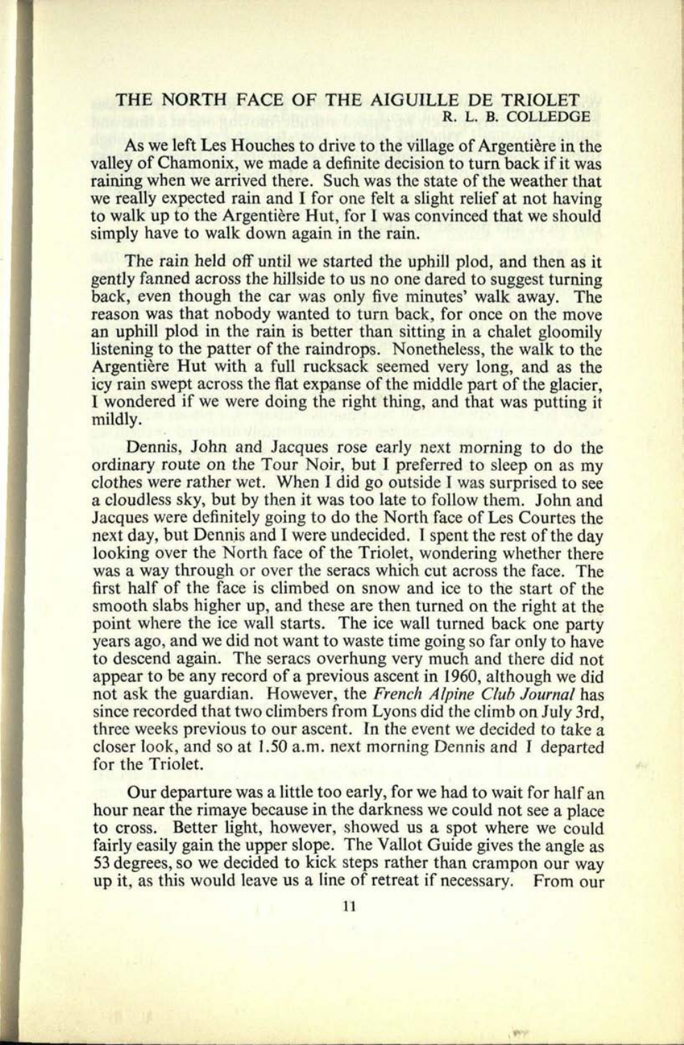# THE NORTH FACE OF THE AIGUILLE DE TRIOLET

R. L. B. COLLEDGE

As we left Les Houches to drive to the village of Argentière in the valley of Chamonix, we made a definite decision to turn back if it was raining when we arrived there. Such was the state of the weather that we really expected rain and I for one felt a slight relief at not having to walk up to the Argentière Hut, for I was convinced that we should simply have to walk down again in the rain.

The rain held off until we started the uphill plod, and then as it gently fanned across the hillside to us no one dared to suggest turning back, even though the car was only five minutes' walk away. The reason was that nobody wanted to turn back, for once on the move an uphill plod in the rain is better than sitting in a chalet gloomily listening to the patter of the raindrops. Nonetheless, the walk to the Argentière Hut with a full rucksack seemed very long, and as the icy rain swept across the flat expanse of the middle part of the glacier, I wondered if we were doing the right thing, and that was putting it mildly.

Dennis, John and Jacques rose early next morning to do the ordinary route on the Tour Noir, but I preferred to sleep on as my clothes were rather wet. When I did go outside I was surprised to see a cloudless sky, but by then it was too late to follow them. John and Jacques were definitely going to do the North face of Les Courtes the next day, but Dennis and I were undecided. I spent the rest of the day looking over the North face of the Triolet, wondering whether there was a way through or over the seracs which cut across the face. The first half of the face is climbed on snow and ice to the start of the smooth slabs higher up, and these are then turned on the right at the point where the ice wall starts. The ice wall turned back one party years ago, and we did not want to waste time going so far only to have to descend again. The seracs overhung very much and there did not appear to be any record of a previous ascent in 1960, although we did not ask the guardian. However, the *French Alpine Club Journal* has since recorded that two climbers from Lyons did the climb on July 3rd, three weeks previous to our ascent. In the event we decided to take a closer look, and so at 1.50 a.m. next morning Dennis and I departed for the Triolet.

Our departure was a little too early, for we had to wait for half an hour near the rimaye because in the darkness we could not see a place to cross. Better light, however, showed us a spot where we could fairly easily gain the upper slope. The Vallot Guide gives the angle as 53 degrees, so we decided to kick steps rather than crampon our way up it, as this would leave us a line of retreat if necessary. From our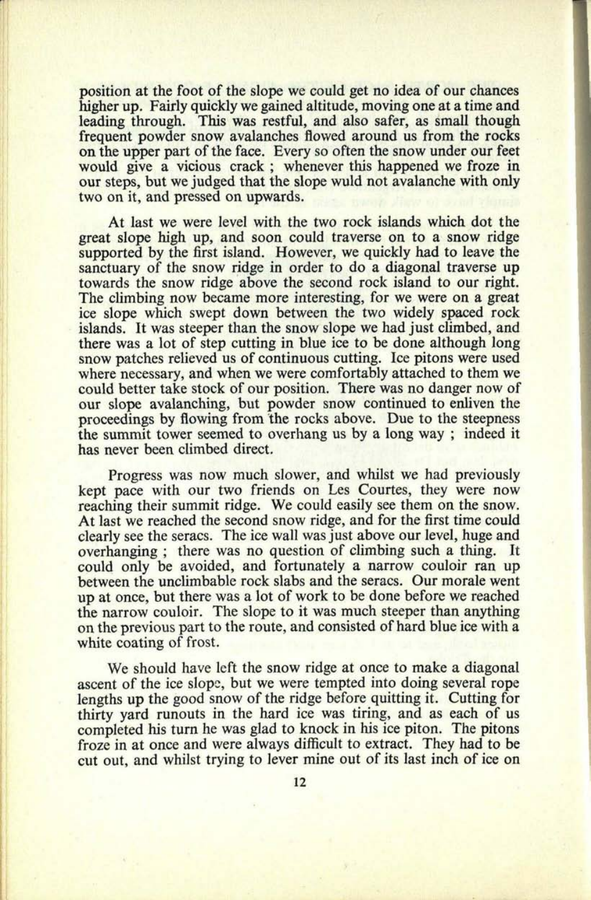position at the foot of the slope we could get no idea of our chances higher up. Fairly quickly we gained altitude, moving one at a time and leading through. This was restful, and also safer, as small though frequent powder snow avalanches flowed around us from the rocks on the upper part of the face. Every so often the snow under our feet would give a vicious crack ; whenever this happened we froze in our steps, but we judged that the slope wuld not avalanche with only two on it, and pressed on upwards.

At last we were level with the two rock islands which dot the great slope high up, and soon could traverse on to a snow ridge supported by the first island. However, we quickly had to leave the sanctuary of the snow ridge in order to do a diagonal traverse up towards the snow ridge above the second rock island to our right. The climbing now became more interesting, for we were on a great ice slope which swept down between the two widely spaced rock islands. It was steeper than the snow slope we had just climbed, and there was a lot of step cutting in blue ice to be done although long snow patches relieved us of continuous cutting. Ice pitons were used where necessary, and when we were comfortably attached to them we could better take stock of our position. There was no danger now of our slope avalanching, but powder snow continued to enliven the proceedings by flowing from the rocks above. Due to the steepness the summit tower seemed to overhang us by a long way ; indeed it has never been climbed direct.

Progress was now much slower, and whilst we had previously kept pace with our two friends on Les Courtes, they were now reaching their summit ridge. We could easily see them on the snow. At last we reached the second snow ridge, and for the first time could clearly see the seracs. The ice wall was just above our level, huge and overhanging ; there was no question of climbing such a thing. It could only be avoided, and fortunately a narrow couloir ran up between the unclimbable rock slabs and the seracs. Our morale went up at once, but there was a lot of work to be done before we reached the narrow couloir. The slope to it was much steeper than anything on the previous part to the route, and consisted of hard blue ice with a white coating of frost.

We should have left the snow ridge at once to make a diagonal ascent of the ice slope, but we were tempted into doing several rope lengths up the good snow of the ridge before quitting it. Cutting for thirty yard runouts in the hard ice was tiring, and as each of us completed his turn he was glad to knock in his ice piton. The pitons froze in at once and were always difficult to extract. They had to be cut out, and whilst trying to lever mine out of its last inch of ice on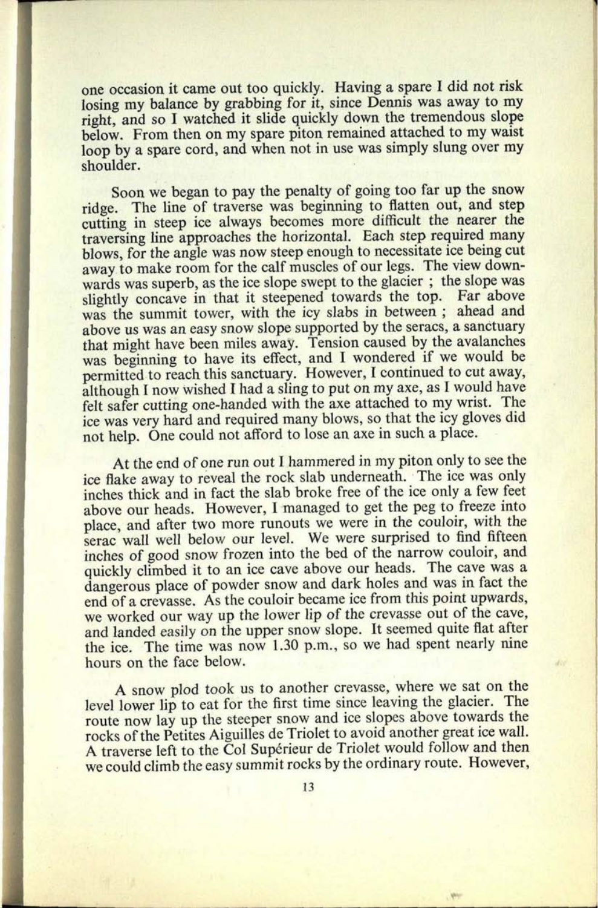one occasion it came out too quickly. Having a spare I did not risk losing my balance by grabbing for it, since Dennis was away to my right, and so I watched it slide quickly down the tremendous slope below. From then on my spare piton remained attached to my waist loop by a spare cord, and when not in use was simply slung over my shoulder.

Soon we began to pay the penalty of going too far up the snow ridge. The line of traverse was beginning to flatten out, and step cutting in steep ice always becomes more difficult the nearer the traversing line approaches the horizontal. Each step required many blows, for the angle was now steep enough to necessitate ice being cut away to make room for the calf muscles of our legs. The view downwards was superb, as the ice slope swept to the glacier ; the slope was slightly concave in that it steepened towards the top. Far above was the summit tower, with the icy slabs in between ; ahead and above us was an easy snow slope supported by the seracs, a sanctuary that might have been miles away. Tension caused by the avalanches was beginning to have its effect, and I wondered if we would be permitted to reach this sanctuary. However, I continued to cut away, although I now wished I had a sling to put on my axe, as I would have felt safer cutting one-handed with the axe attached to my wrist. The ice was very hard and required many blows, so that the icy gloves did not help. One could not afford to lose an axe in such a place.

At the end of one run out I hammered in my piton only to see the ice flake away to reveal the rock slab underneath. The ice was only inches thick and in fact the slab broke free of the ice only a few feet above our heads. However, I managed to get the peg to freeze into place, and after two more runouts we were in the couloir, with the serac wall well below our level. We were surprised to find fifteen inches of good snow frozen into the bed of the narrow couloir, and quickly climbed it to an ice cave above our heads. The cave was a dangerous place of powder snow and dark holes and was in fact the end of a crevasse. As the couloir became ice from this point upwards, we worked our way up the lower lip of the crevasse out of the cave, and landed easily on the upper snow slope. It seemed quite flat after the ice. The time was now 1.30 p.m., so we had spent nearly nine hours on the face below.

A snow plod took us to another crevasse, where we sat on the level lower lip to eat for the first time since leaving the glacier. The route now lay up the steeper snow and ice slopes above towards the rocks of the Petites Aiguilles de Triolet to avoid another great ice wall. A traverse left to the Col Supérieur de Triolet would follow and then we could climb the easy summit rocks by the ordinary route. However,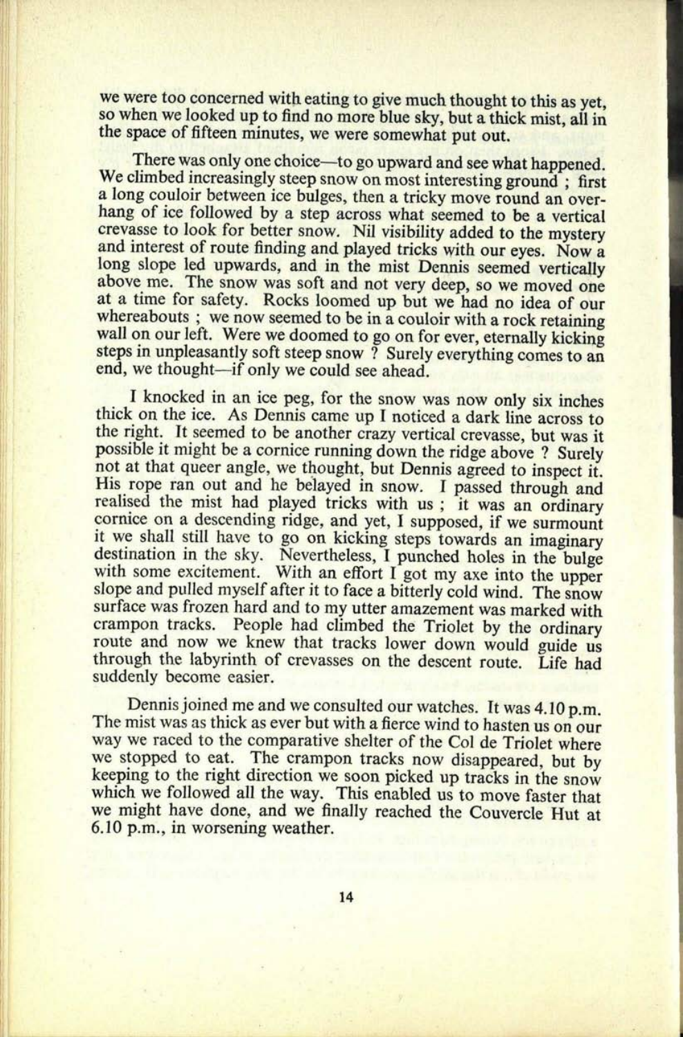we were too concerned with eating to give much thought to this as yet, so when we looked up to find no more blue sky, but a thick mist, all in the space of fifteen minutes, we were somewhat put out.

There was only one choice—to go upward and see what happened. We climbed increasingly steep snow on most interesting ground ; first a long couloir between ice bulges, then a tricky move round an overhang of ice followed by a step across what seemed to be a vertical crevasse to look for better snow. Nil visibility added to the mystery and interest of route finding and played tricks with our eyes. Now a long slope led upwards, and in the mist Dennis seemed vertically above me. The snow was soft and not very deep, so we moved one at a time for safety. Rocks loomed up but we had no idea of our whereabouts ; we now seemed to be in a couloir with a rock retaining wall on our left. Were we doomed to go on for ever, eternally kicking steps in unpleasantly soft steep snow ? Surely everything comes to an end, we thought—if only we could see ahead.

I knocked in an ice peg, for the snow was now only six inches thick on the ice. As Dennis came up I noticed a dark line across to the right. It seemed to be another crazy vertical crevasse, but was it possible it might be a cornice running down the ridge above ? Surely not at that queer angle, we thought, but Dennis agreed to inspect it. His rope ran out and he belayed in snow. I passed through and realised the mist had played tricks with us ; it was an ordinary cornice on a descending ridge, and yet, I supposed, if we surmount it we shall still have to go on kicking steps towards an imaginary destination in the sky. Nevertheless, I punched holes in the bulge with some excitement. With an effort I got my axe into the upper slope and pulled myself after it to face a bitterly cold wind. The snow surface was frozen hard and to my utter amazement was marked with crampon tracks. People had climbed the Triolet by the ordinary route and now we knew that tracks lower down would guide us through the labyrinth of crevasses on the descent route. Life had suddenly become easier.

Dennis joined me and we consulted our watches. It was 4.10 p.m. The mist was as thick as ever but with a fierce wind to hasten us on our way we raced to the comparative shelter of the Col de Triolet where we stopped to eat. The crampon tracks now disappeared, but by keeping to the right direction we soon picked up tracks in the snow which we followed all the way. This enabled us to move faster that we might have done, and we finally reached the Couvercle Hut at 6.10 p.m., in worsening weather.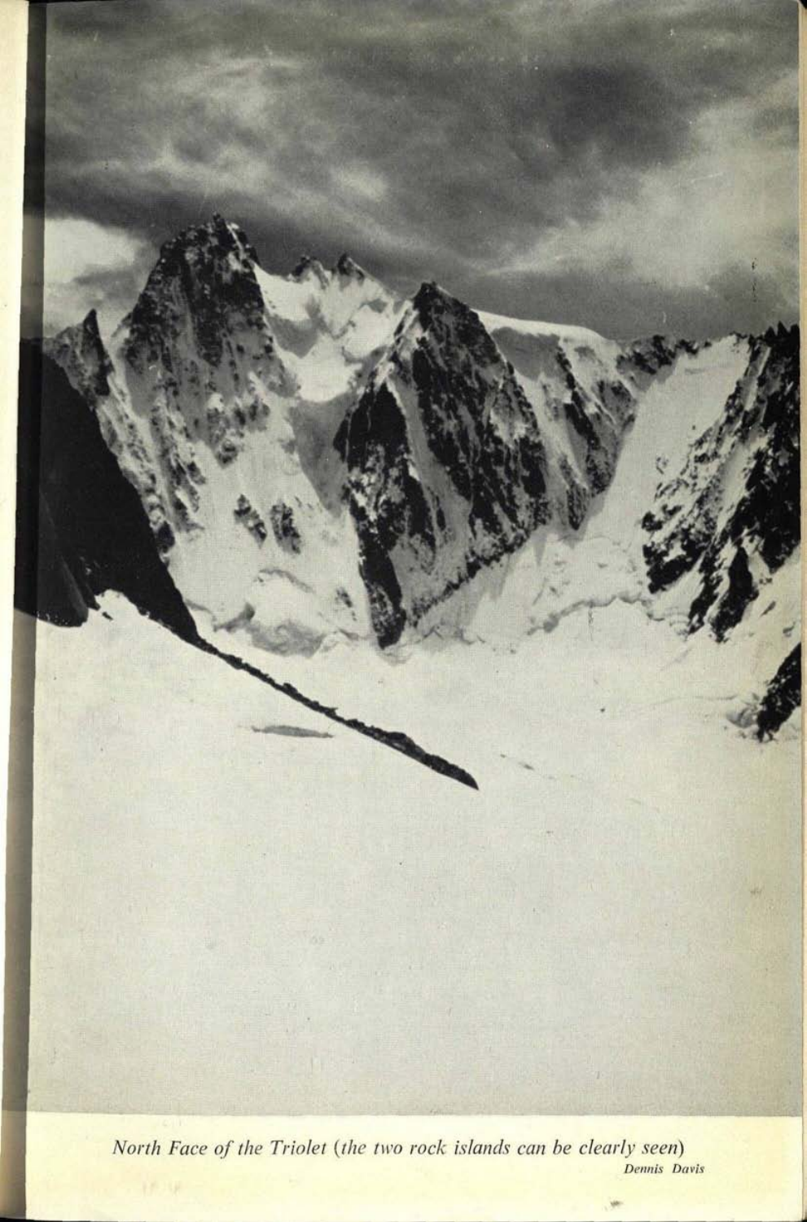*North Face of the Triolet (the two rock islands can be clearly seen)*

*Dennis Davis*